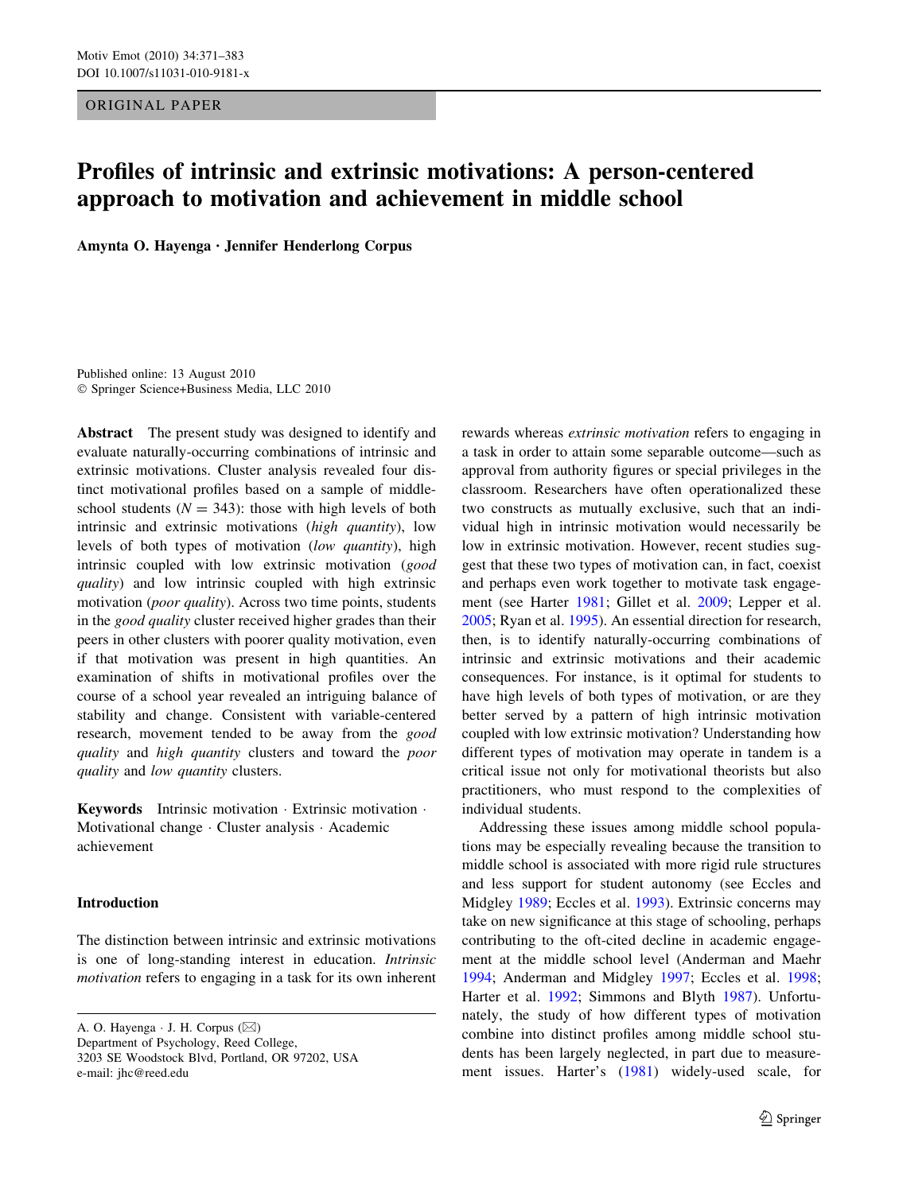ORIGINAL PAPER

# Profiles of intrinsic and extrinsic motivations: A person-centered approach to motivation and achievement in middle school

**Amynta O. Hayenga · Jennifer Henderlong Corpus**

Published online: 13 August 2010
© Springer Science+Business Media, LLC 2010

**Abstract** The present study was designed to identify and evaluate naturally-occurring combinations of intrinsic and extrinsic motivations. Cluster analysis revealed four distinct motivational profiles based on a sample of middle-school students ($N = 343$): those with high levels of both intrinsic and extrinsic motivations (*high quantity*), low levels of both types of motivation (*low quantity*), high intrinsic coupled with low extrinsic motivation (*good quality*) and low intrinsic coupled with high extrinsic motivation (*poor quality*). Across two time points, students in the *good quality* cluster received higher grades than their peers in other clusters with poorer quality motivation, even if that motivation was present in high quantities. An examination of shifts in motivational profiles over the course of a school year revealed an intriguing balance of stability and change. Consistent with variable-centered research, movement tended to be away from the *good quality* and *high quantity* clusters and toward the *poor quality* and *low quantity* clusters.

**Keywords** Intrinsic motivation · Extrinsic motivation · Motivational change · Cluster analysis · Academic achievement

## Introduction

The distinction between intrinsic and extrinsic motivations is one of long-standing interest in education. *Intrinsic motivation* refers to engaging in a task for its own inherent rewards whereas *extrinsic motivation* refers to engaging in a task in order to attain some separable outcome—such as approval from authority figures or special privileges in the classroom. Researchers have often operationalized these two constructs as mutually exclusive, such that an individual high in intrinsic motivation would necessarily be low in extrinsic motivation. However, recent studies suggest that these two types of motivation can, in fact, coexist and perhaps even work together to motivate task engagement (see Harter 1981; Gillet et al. 2009; Lepper et al. 2005; Ryan et al. 1995). An essential direction for research, then, is to identify naturally-occurring combinations of intrinsic and extrinsic motivations and their academic consequences. For instance, is it optimal for students to have high levels of both types of motivation, or are they better served by a pattern of high intrinsic motivation coupled with low extrinsic motivation? Understanding how different types of motivation may operate in tandem is a critical issue not only for motivational theorists but also practitioners, who must respond to the complexities of individual students.

Addressing these issues among middle school populations may be especially revealing because the transition to middle school is associated with more rigid rule structures and less support for student autonomy (see Eccles and Midgley 1989; Eccles et al. 1993). Extrinsic concerns may take on new significance at this stage of schooling, perhaps contributing to the oft-cited decline in academic engagement at the middle school level (Anderman and Maehr 1994; Anderman and Midgley 1997; Eccles et al. 1998; Harter et al. 1992; Simmons and Blyth 1987). Unfortunately, the study of how different types of motivation combine into distinct profiles among middle school students has been largely neglected, in part due to measurement issues. Harter's (1981) widely-used scale, for

A. O. Hayenga · J. H. Corpus (✉)
Department of Psychology, Reed College,
3203 SE Woodstock Blvd, Portland, OR 97202, USA
e-mail: jhc@reed.edu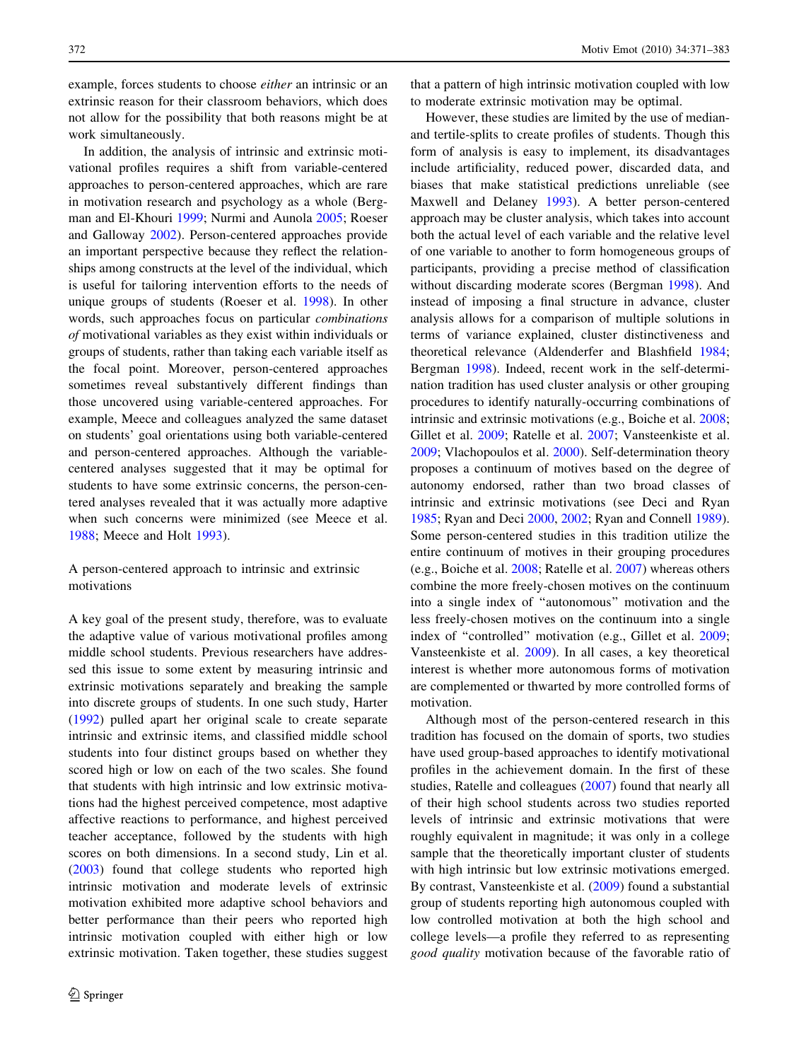example, forces students to choose *either* an intrinsic or an extrinsic reason for their classroom behaviors, which does not allow for the possibility that both reasons might be at work simultaneously.

In addition, the analysis of intrinsic and extrinsic motivational profiles requires a shift from variable-centered approaches to person-centered approaches, which are rare in motivation research and psychology as a whole (Bergman and El-Khouri 1999; Nurmi and Aunola 2005; Roeser and Galloway 2002). Person-centered approaches provide an important perspective because they reflect the relationships among constructs at the level of the individual, which is useful for tailoring intervention efforts to the needs of unique groups of students (Roeser et al. 1998). In other words, such approaches focus on particular *combinations of* motivational variables as they exist within individuals or groups of students, rather than taking each variable itself as the focal point. Moreover, person-centered approaches sometimes reveal substantively different findings than those uncovered using variable-centered approaches. For example, Meece and colleagues analyzed the same dataset on students' goal orientations using both variable-centered and person-centered approaches. Although the variable-centered analyses suggested that it may be optimal for students to have some extrinsic concerns, the person-centered analyses revealed that it was actually more adaptive when such concerns were minimized (see Meece et al. 1988; Meece and Holt 1993).

## A person-centered approach to intrinsic and extrinsic motivations

A key goal of the present study, therefore, was to evaluate the adaptive value of various motivational profiles among middle school students. Previous researchers have addressed this issue to some extent by measuring intrinsic and extrinsic motivations separately and breaking the sample into discrete groups of students. In one such study, Harter (1992) pulled apart her original scale to create separate intrinsic and extrinsic items, and classified middle school students into four distinct groups based on whether they scored high or low on each of the two scales. She found that students with high intrinsic and low extrinsic motivations had the highest perceived competence, most adaptive affective reactions to performance, and highest perceived teacher acceptance, followed by the students with high scores on both dimensions. In a second study, Lin et al. (2003) found that college students who reported high intrinsic motivation and moderate levels of extrinsic motivation exhibited more adaptive school behaviors and better performance than their peers who reported high intrinsic motivation coupled with either high or low extrinsic motivation. Taken together, these studies suggest that a pattern of high intrinsic motivation coupled with low to moderate extrinsic motivation may be optimal.

However, these studies are limited by the use of median- and tertile-splits to create profiles of students. Though this form of analysis is easy to implement, its disadvantages include artificiality, reduced power, discarded data, and biases that make statistical predictions unreliable (see Maxwell and Delaney 1993). A better person-centered approach may be cluster analysis, which takes into account both the actual level of each variable and the relative level of one variable to another to form homogeneous groups of participants, providing a precise method of classification without discarding moderate scores (Bergman 1998). And instead of imposing a final structure in advance, cluster analysis allows for a comparison of multiple solutions in terms of variance explained, cluster distinctiveness and theoretical relevance (Aldenderfer and Blashfield 1984; Bergman 1998). Indeed, recent work in the self-determination tradition has used cluster analysis or other grouping procedures to identify naturally-occurring combinations of intrinsic and extrinsic motivations (e.g., Boiche et al. 2008; Gillet et al. 2009; Ratelle et al. 2007; Vansteenkiste et al. 2009; Vlachopoulos et al. 2000). Self-determination theory proposes a continuum of motives based on the degree of autonomy endorsed, rather than two broad classes of intrinsic and extrinsic motivations (see Deci and Ryan 1985; Ryan and Deci 2000, 2002; Ryan and Connell 1989). Some person-centered studies in this tradition utilize the entire continuum of motives in their grouping procedures (e.g., Boiche et al. 2008; Ratelle et al. 2007) whereas others combine the more freely-chosen motives on the continuum into a single index of "autonomous" motivation and the less freely-chosen motives on the continuum into a single index of "controlled" motivation (e.g., Gillet et al. 2009; Vansteenkiste et al. 2009). In all cases, a key theoretical interest is whether more autonomous forms of motivation are complemented or thwarted by more controlled forms of motivation.

Although most of the person-centered research in this tradition has focused on the domain of sports, two studies have used group-based approaches to identify motivational profiles in the achievement domain. In the first of these studies, Ratelle and colleagues (2007) found that nearly all of their high school students across two studies reported levels of intrinsic and extrinsic motivations that were roughly equivalent in magnitude; it was only in a college sample that the theoretically important cluster of students with high intrinsic but low extrinsic motivations emerged. By contrast, Vansteenkiste et al. (2009) found a substantial group of students reporting high autonomous coupled with low controlled motivation at both the high school and college levels—a profile they referred to as representing *good quality* motivation because of the favorable ratio of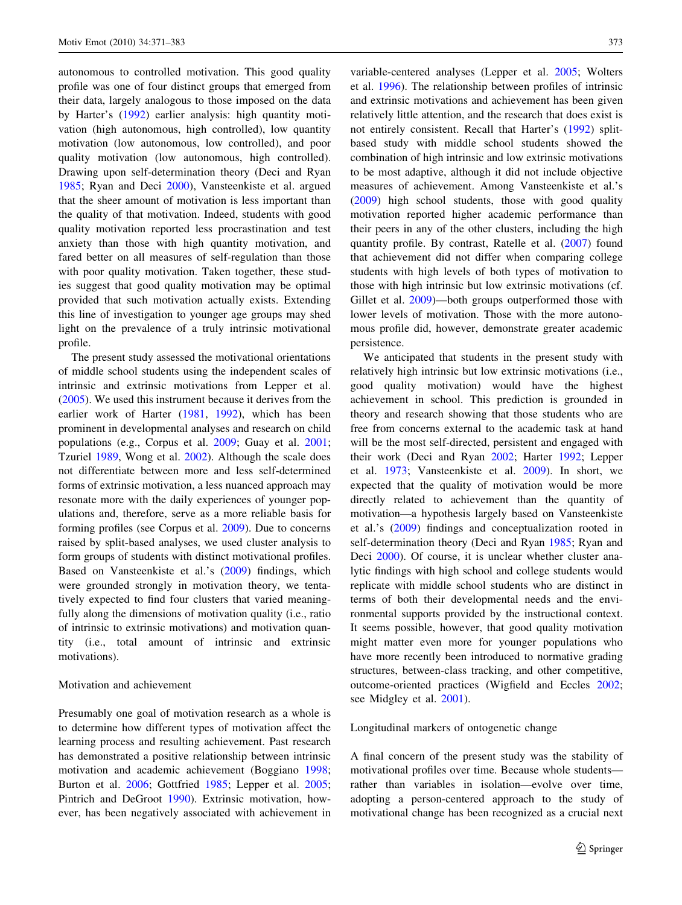autonomous to controlled motivation. This good quality profile was one of four distinct groups that emerged from their data, largely analogous to those imposed on the data by Harter's (1992) earlier analysis: high quantity motivation (high autonomous, high controlled), low quantity motivation (low autonomous, low controlled), and poor quality motivation (low autonomous, high controlled). Drawing upon self-determination theory (Deci and Ryan 1985; Ryan and Deci 2000), Vansteenkiste et al. argued that the sheer amount of motivation is less important than the quality of that motivation. Indeed, students with good quality motivation reported less procrastination and test anxiety than those with high quantity motivation, and fared better on all measures of self-regulation than those with poor quality motivation. Taken together, these studies suggest that good quality motivation may be optimal provided that such motivation actually exists. Extending this line of investigation to younger age groups may shed light on the prevalence of a truly intrinsic motivational profile.

The present study assessed the motivational orientations of middle school students using the independent scales of intrinsic and extrinsic motivations from Lepper et al. (2005). We used this instrument because it derives from the earlier work of Harter (1981, 1992), which has been prominent in developmental analyses and research on child populations (e.g., Corpus et al. 2009; Guay et al. 2001; Tzuriel 1989, Wong et al. 2002). Although the scale does not differentiate between more and less self-determined forms of extrinsic motivation, a less nuanced approach may resonate more with the daily experiences of younger populations and, therefore, serve as a more reliable basis for forming profiles (see Corpus et al. 2009). Due to concerns raised by split-based analyses, we used cluster analysis to form groups of students with distinct motivational profiles. Based on Vansteenkiste et al.'s (2009) findings, which were grounded strongly in motivation theory, we tentatively expected to find four clusters that varied meaningfully along the dimensions of motivation quality (i.e., ratio of intrinsic to extrinsic motivations) and motivation quantity (i.e., total amount of intrinsic and extrinsic motivations).

## Motivation and achievement

Presumably one goal of motivation research as a whole is to determine how different types of motivation affect the learning process and resulting achievement. Past research has demonstrated a positive relationship between intrinsic motivation and academic achievement (Boggiano 1998; Burton et al. 2006; Gottfried 1985; Lepper et al. 2005; Pintrich and DeGroot 1990). Extrinsic motivation, however, has been negatively associated with achievement in variable-centered analyses (Lepper et al. 2005; Wolters et al. 1996). The relationship between profiles of intrinsic and extrinsic motivations and achievement has been given relatively little attention, and the research that does exist is not entirely consistent. Recall that Harter's (1992) split-based study with middle school students showed the combination of high intrinsic and low extrinsic motivations to be most adaptive, although it did not include objective measures of achievement. Among Vansteenkiste et al.'s (2009) high school students, those with good quality motivation reported higher academic performance than their peers in any of the other clusters, including the high quantity profile. By contrast, Ratelle et al. (2007) found that achievement did not differ when comparing college students with high levels of both types of motivation to those with high intrinsic but low extrinsic motivations (cf. Gillet et al. 2009)—both groups outperformed those with lower levels of motivation. Those with the more autonomous profile did, however, demonstrate greater academic persistence.

We anticipated that students in the present study with relatively high intrinsic but low extrinsic motivations (i.e., good quality motivation) would have the highest achievement in school. This prediction is grounded in theory and research showing that those students who are free from concerns external to the academic task at hand will be the most self-directed, persistent and engaged with their work (Deci and Ryan 2002; Harter 1992; Lepper et al. 1973; Vansteenkiste et al. 2009). In short, we expected that the quality of motivation would be more directly related to achievement than the quantity of motivation—a hypothesis largely based on Vansteenkiste et al.'s (2009) findings and conceptualization rooted in self-determination theory (Deci and Ryan 1985; Ryan and Deci 2000). Of course, it is unclear whether cluster analytic findings with high school and college students would replicate with middle school students who are distinct in terms of both their developmental needs and the environmental supports provided by the instructional context. It seems possible, however, that good quality motivation might matter even more for younger populations who have more recently been introduced to normative grading structures, between-class tracking, and other competitive, outcome-oriented practices (Wigfield and Eccles 2002; see Midgley et al. 2001).

## Longitudinal markers of ontogenetic change

A final concern of the present study was the stability of motivational profiles over time. Because whole students—rather than variables in isolation—evolve over time, adopting a person-centered approach to the study of motivational change has been recognized as a crucial next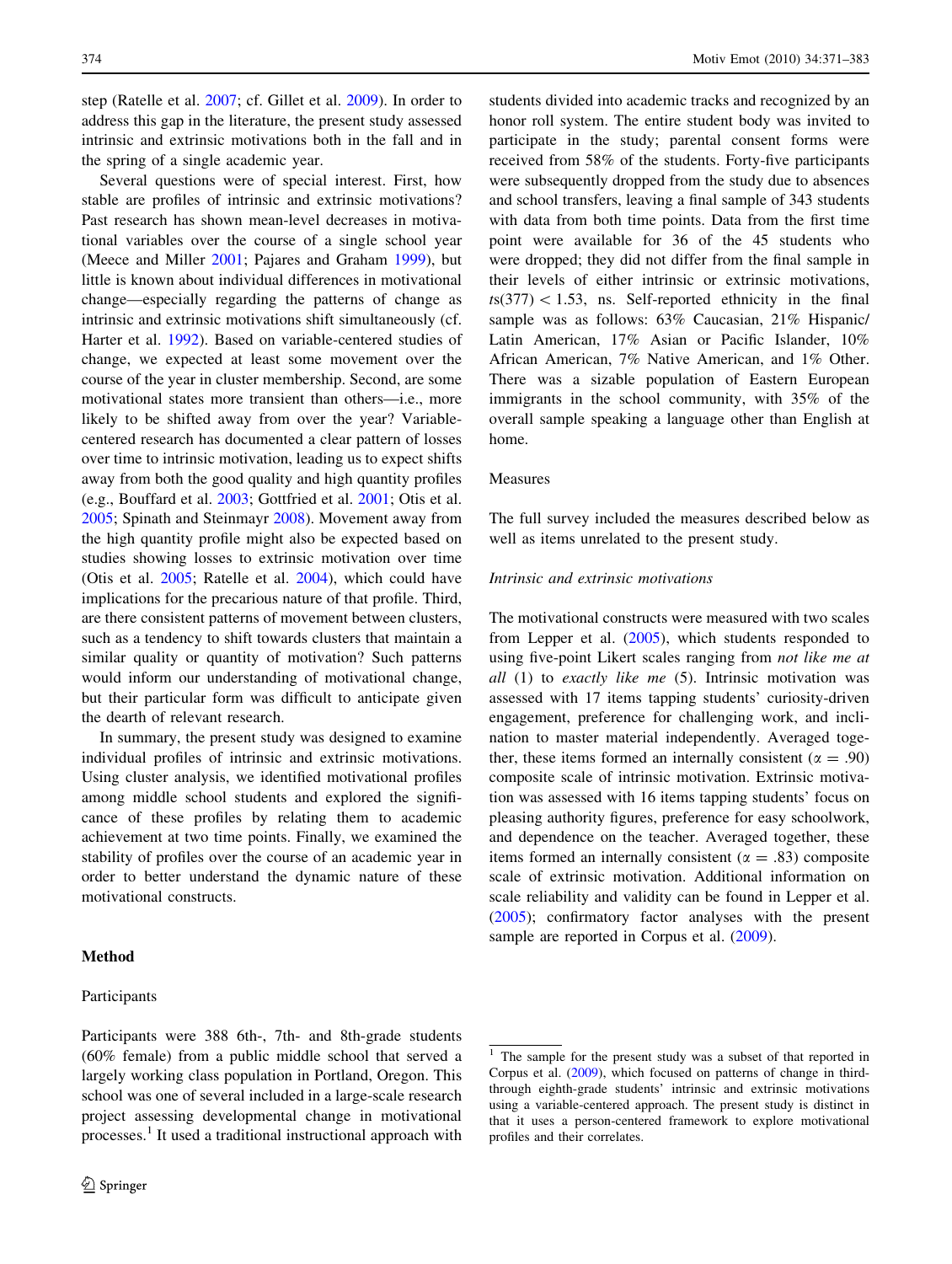step (Ratelle et al. 2007; cf. Gillet et al. 2009). In order to address this gap in the literature, the present study assessed intrinsic and extrinsic motivations both in the fall and in the spring of a single academic year.

Several questions were of special interest. First, how stable are profiles of intrinsic and extrinsic motivations? Past research has shown mean-level decreases in motivational variables over the course of a single school year (Meece and Miller 2001; Pajares and Graham 1999), but little is known about individual differences in motivational change—especially regarding the patterns of change as intrinsic and extrinsic motivations shift simultaneously (cf. Harter et al. 1992). Based on variable-centered studies of change, we expected at least some movement over the course of the year in cluster membership. Second, are some motivational states more transient than others—i.e., more likely to be shifted away from over the year? Variable-centered research has documented a clear pattern of losses over time to intrinsic motivation, leading us to expect shifts away from both the good quality and high quantity profiles (e.g., Bouffard et al. 2003; Gottfried et al. 2001; Otis et al. 2005; Spinath and Steinmayr 2008). Movement away from the high quantity profile might also be expected based on studies showing losses to extrinsic motivation over time (Otis et al. 2005; Ratelle et al. 2004), which could have implications for the precarious nature of that profile. Third, are there consistent patterns of movement between clusters, such as a tendency to shift towards clusters that maintain a similar quality or quantity of motivation? Such patterns would inform our understanding of motivational change, but their particular form was difficult to anticipate given the dearth of relevant research.

In summary, the present study was designed to examine individual profiles of intrinsic and extrinsic motivations. Using cluster analysis, we identified motivational profiles among middle school students and explored the significance of these profiles by relating them to academic achievement at two time points. Finally, we examined the stability of profiles over the course of an academic year in order to better understand the dynamic nature of these motivational constructs.

## Method

### Participants

Participants were 388 6th-, 7th- and 8th-grade students (60% female) from a public middle school that served a largely working class population in Portland, Oregon. This school was one of several included in a large-scale research project assessing developmental change in motivational processes.[1] It used a traditional instructional approach with students divided into academic tracks and recognized by an honor roll system. The entire student body was invited to participate in the study; parental consent forms were received from 58% of the students. Forty-five participants were subsequently dropped from the study due to absences and school transfers, leaving a final sample of 343 students with data from both time points. Data from the first time point were available for 36 of the 45 students who were dropped; they did not differ from the final sample in their levels of either intrinsic or extrinsic motivations, $ts(377) < 1.53$, ns. Self-reported ethnicity in the final sample was as follows: 63% Caucasian, 21% Hispanic/Latin American, 17% Asian or Pacific Islander, 10% African American, 7% Native American, and 1% Other. There was a sizable population of Eastern European immigrants in the school community, with 35% of the overall sample speaking a language other than English at home.

### Measures

The full survey included the measures described below as well as items unrelated to the present study.

#### *Intrinsic and extrinsic motivations*

The motivational constructs were measured with two scales from Lepper et al. (2005), which students responded to using five-point Likert scales ranging from *not like me at all* (1) to *exactly like me* (5). Intrinsic motivation was assessed with 17 items tapping students' curiosity-driven engagement, preference for challenging work, and inclination to master material independently. Averaged together, these items formed an internally consistent ($\alpha = .90$) composite scale of intrinsic motivation. Extrinsic motivation was assessed with 16 items tapping students' focus on pleasing authority figures, preference for easy schoolwork, and dependence on the teacher. Averaged together, these items formed an internally consistent ($\alpha = .83$) composite scale of extrinsic motivation. Additional information on scale reliability and validity can be found in Lepper et al. (2005); confirmatory factor analyses with the present sample are reported in Corpus et al. (2009).

---

[1] The sample for the present study was a subset of that reported in Corpus et al. (2009), which focused on patterns of change in third-through eighth-grade students' intrinsic and extrinsic motivations using a variable-centered approach. The present study is distinct in that it uses a person-centered framework to explore motivational profiles and their correlates.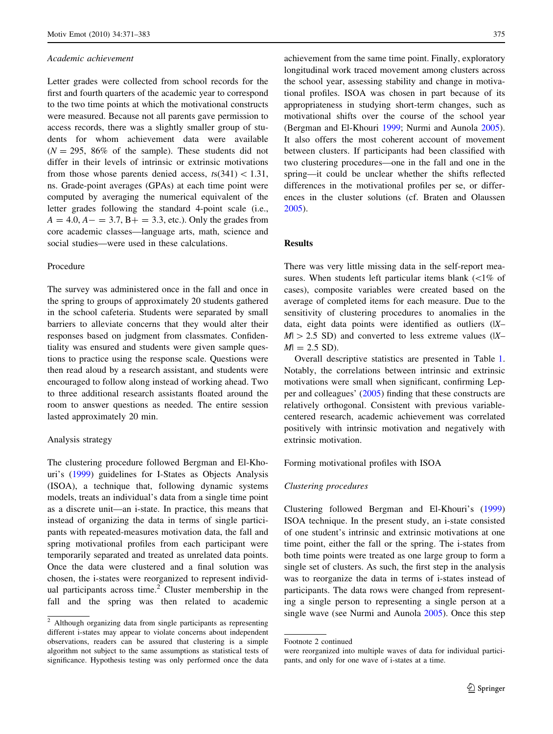*Academic achievement*

Letter grades were collected from school records for the first and fourth quarters of the academic year to correspond to the two time points at which the motivational constructs were measured. Because not all parents gave permission to access records, there was a slightly smaller group of students for whom achievement data were available ($N = 295$, 86% of the sample). These students did not differ in their levels of intrinsic or extrinsic motivations from those whose parents denied access, $ts(341) < 1.31$, ns. Grade-point averages (GPAs) at each time point were computed by averaging the numerical equivalent of the letter grades following the standard 4-point scale (i.e., $A = 4.0$, $A- = 3.7$, $B+ = 3.3$, etc.). Only the grades from core academic classes—language arts, math, science and social studies—were used in these calculations.

## Procedure

The survey was administered once in the fall and once in the spring to groups of approximately 20 students gathered in the school cafeteria. Students were separated by small barriers to alleviate concerns that they would alter their responses based on judgment from classmates. Confidentiality was ensured and students were given sample questions to practice using the response scale. Questions were then read aloud by a research assistant, and students were encouraged to follow along instead of working ahead. Two to three additional research assistants floated around the room to answer questions as needed. The entire session lasted approximately 20 min.

## Analysis strategy

The clustering procedure followed Bergman and El-Khouri's (1999) guidelines for I-States as Objects Analysis (ISOA), a technique that, following dynamic systems models, treats an individual's data from a single time point as a discrete unit—an i-state. In practice, this means that instead of organizing the data in terms of single participants with repeated-measures motivation data, the fall and spring motivational profiles from each participant were temporarily separated and treated as unrelated data points. Once the data were clustered and a final solution was chosen, the i-states were reorganized to represent individual participants across time.[2] Cluster membership in the fall and the spring was then related to academic achievement from the same time point. Finally, exploratory longitudinal work traced movement among clusters across the school year, assessing stability and change in motivational profiles. ISOA was chosen in part because of its appropriateness in studying short-term changes, such as motivational shifts over the course of the school year (Bergman and El-Khouri 1999; Nurmi and Aunola 2005). It also offers the most coherent account of movement between clusters. If participants had been classified with two clustering procedures—one in the fall and one in the spring—it could be unclear whether the shifts reflected differences in the motivational profiles per se, or differences in the cluster solutions (cf. Braten and Olaussen 2005).

## Results

There was very little missing data in the self-report measures. When students left particular items blank (<1% of cases), composite variables were created based on the average of completed items for each measure. Due to the sensitivity of clustering procedures to anomalies in the data, eight data points were identified as outliers ($|X–M| > 2.5$ SD) and converted to less extreme values ($|X–M| = 2.5$ SD).

Overall descriptive statistics are presented in Table 1. Notably, the correlations between intrinsic and extrinsic motivations were small when significant, confirming Lepper and colleagues' (2005) finding that these constructs are relatively orthogonal. Consistent with previous variable-centered research, academic achievement was correlated positively with intrinsic motivation and negatively with extrinsic motivation.

### Forming motivational profiles with ISOA

*Clustering procedures*

Clustering followed Bergman and El-Khouri's (1999) ISOA technique. In the present study, an i-state consisted of one student's intrinsic and extrinsic motivations at one time point, either the fall or the spring. The i-states from both time points were treated as one large group to form a single set of clusters. As such, the first step in the analysis was to reorganize the data in terms of i-states instead of participants. The data rows were changed from representing a single person to representing a single person at a single wave (see Nurmi and Aunola 2005). Once this step

[2] Although organizing data from single participants as representing different i-states may appear to violate concerns about independent observations, readers can be assured that clustering is a simple algorithm not subject to the same assumptions as statistical tests of significance. Hypothesis testing was only performed once the data were reorganized into multiple waves of data for individual participants, and only for one wave of i-states at a time.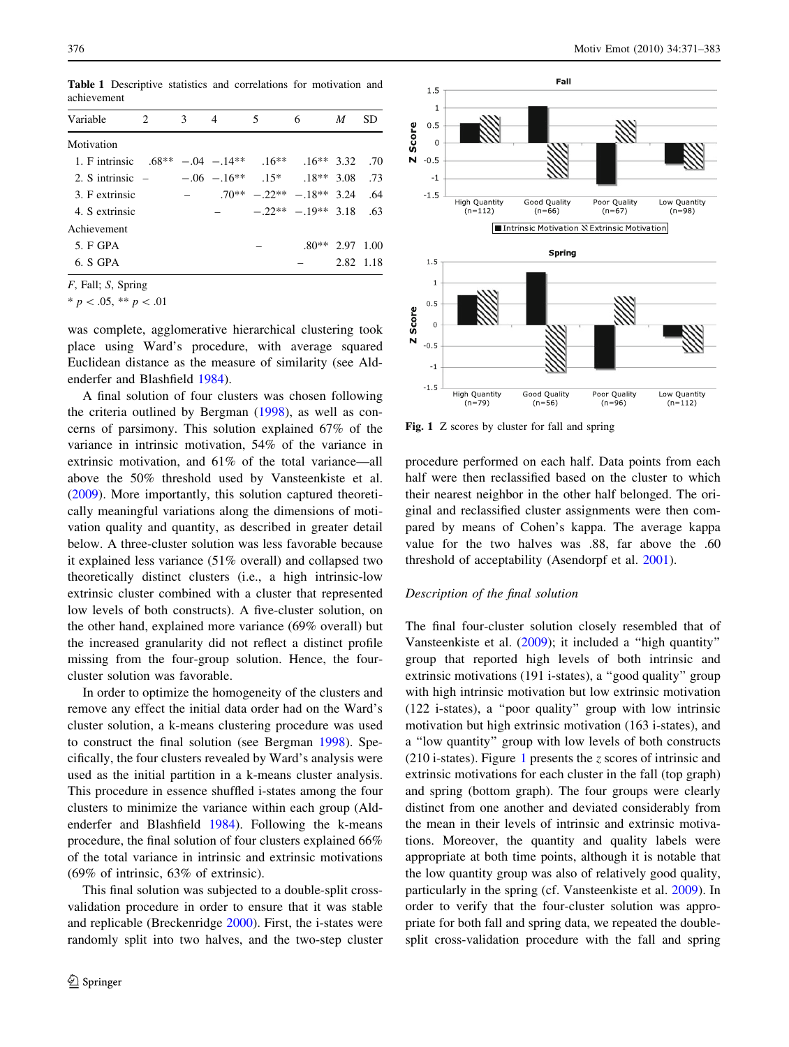**Table 1** Descriptive statistics and correlations for motivation and achievement

| Variable | 2 | 3 | 4 | 5 | 6 | *M* | SD |
|---|---|---|---|---|---|---|---|
| Motivation | | | | | | | |
| 1. F intrinsic | .68** | −.04 | −.14** | .16** | .16** | 3.32 | .70 |
| 2. S intrinsic | – | −.06 | −.16** | .15* | .18** | 3.08 | .73 |
| 3. F extrinsic | | – | .70** | −.22** | −.18** | 3.24 | .64 |
| 4. S extrinsic | | | – | −.22** | −.19** | 3.18 | .63 |
| Achievement | | | | | | | |
| 5. F GPA | | | | – | .80** | 2.97 | 1.00 |
| 6. S GPA | | | | | – | 2.82 | 1.18 |

*F*, Fall; *S*, Spring

* $p < .05$, ** $p < .01$

was complete, agglomerative hierarchical clustering took place using Ward's procedure, with average squared Euclidean distance as the measure of similarity (see Aldenderfer and Blashfield 1984).

A final solution of four clusters was chosen following the criteria outlined by Bergman (1998), as well as concerns of parsimony. This solution explained 67% of the variance in intrinsic motivation, 54% of the variance in extrinsic motivation, and 61% of the total variance—all above the 50% threshold used by Vansteenkiste et al. (2009). More importantly, this solution captured theoretically meaningful variations along the dimensions of motivation quality and quantity, as described in greater detail below. A three-cluster solution was less favorable because it explained less variance (51% overall) and collapsed two theoretically distinct clusters (i.e., a high intrinsic-low extrinsic cluster combined with a cluster that represented low levels of both constructs). A five-cluster solution, on the other hand, explained more variance (69% overall) but the increased granularity did not reflect a distinct profile missing from the four-group solution. Hence, the four-cluster solution was favorable.

In order to optimize the homogeneity of the clusters and remove any effect the initial data order had on the Ward's cluster solution, a k-means clustering procedure was used to construct the final solution (see Bergman 1998). Specifically, the four clusters revealed by Ward's analysis were used as the initial partition in a k-means cluster analysis. This procedure in essence shuffled i-states among the four clusters to minimize the variance within each group (Aldenderfer and Blashfield 1984). Following the k-means procedure, the final solution of four clusters explained 66% of the total variance in intrinsic and extrinsic motivations (69% of intrinsic, 63% of extrinsic).

This final solution was subjected to a double-split cross-validation procedure in order to ensure that it was stable and replicable (Breckenridge 2000). First, the i-states were randomly split into two halves, and the two-step cluster procedure performed on each half. Data points from each half were then reclassified based on the cluster to which their nearest neighbor in the other half belonged. The original and reclassified cluster assignments were then compared by means of Cohen's kappa. The average kappa value for the two halves was .88, far above the .60 threshold of acceptability (Asendorpf et al. 2001).

**Fig. 1** Z scores by cluster for fall and spring

### *Description of the final solution*

The final four-cluster solution closely resembled that of Vansteenkiste et al. (2009); it included a "high quantity" group that reported high levels of both intrinsic and extrinsic motivations (191 i-states), a "good quality" group with high intrinsic motivation but low extrinsic motivation (122 i-states), a "poor quality" group with low intrinsic motivation but high extrinsic motivation (163 i-states), and a "low quantity" group with low levels of both constructs (210 i-states). Figure 1 presents the *z* scores of intrinsic and extrinsic motivations for each cluster in the fall (top graph) and spring (bottom graph). The four groups were clearly distinct from one another and deviated considerably from the mean in their levels of intrinsic and extrinsic motivations. Moreover, the quantity and quality labels were appropriate at both time points, although it is notable that the low quantity group was also of relatively good quality, particularly in the spring (cf. Vansteenkiste et al. 2009). In order to verify that the four-cluster solution was appropriate for both fall and spring data, we repeated the double-split cross-validation procedure with the fall and spring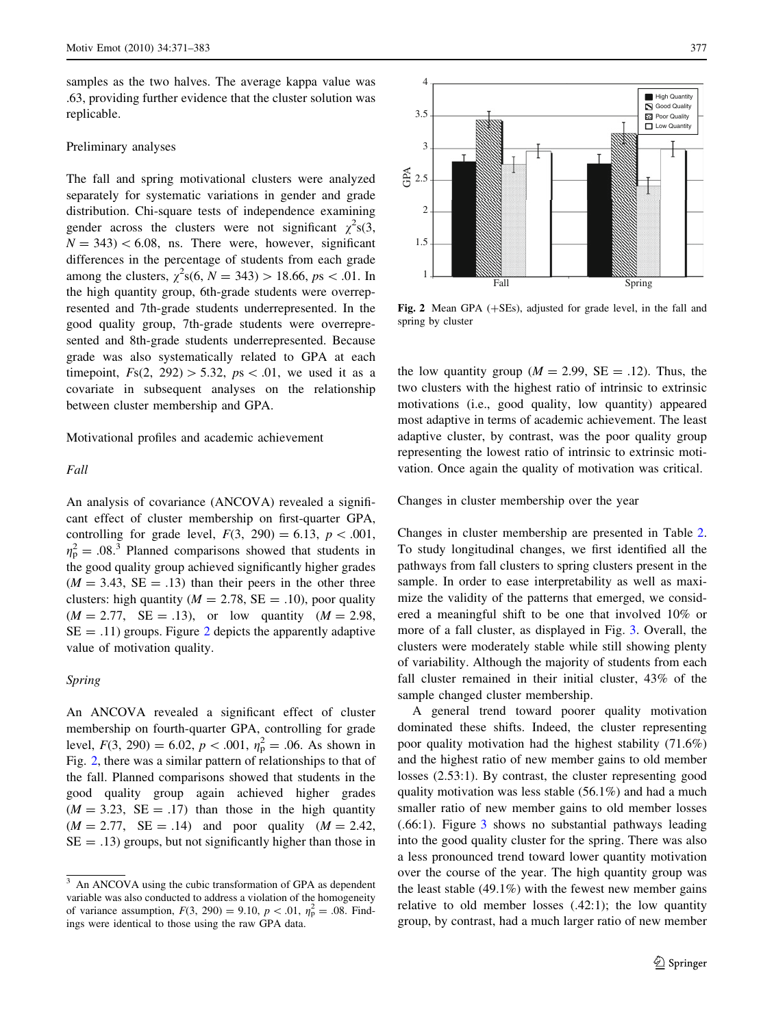samples as the two halves. The average kappa value was .63, providing further evidence that the cluster solution was replicable.

### Preliminary analyses

The fall and spring motivational clusters were analyzed separately for systematic variations in gender and grade distribution. Chi-square tests of independence examining gender across the clusters were not significant $\chi^2$s(3, $N = 343$) $< 6.08$, ns. There were, however, significant differences in the percentage of students from each grade among the clusters, $\chi^2$s(6, $N = 343$) $> 18.66$, $ps < .01$. In the high quantity group, 6th-grade students were overrepresented and 7th-grade students underrepresented. In the good quality group, 7th-grade students were overrepresented and 8th-grade students underrepresented. Because grade was also systematically related to GPA at each timepoint, $F$s(2, 292) $> 5.32$, $ps < .01$, we used it as a covariate in subsequent analyses on the relationship between cluster membership and GPA.

### Motivational profiles and academic achievement

#### *Fall*

An analysis of covariance (ANCOVA) revealed a significant effect of cluster membership on first-quarter GPA, controlling for grade level, $F(3, 290) = 6.13$, $p < .001$, $\eta_p^2 = .08$.[3] Planned comparisons showed that students in the good quality group achieved significantly higher grades ($M = 3.43$, SE = .13) than their peers in the other three clusters: high quantity ($M = 2.78$, SE = .10), poor quality ($M = 2.77$, SE = .13), or low quantity ($M = 2.98$, SE = .11) groups. Figure 2 depicts the apparently adaptive value of motivation quality.

#### *Spring*

An ANCOVA revealed a significant effect of cluster membership on fourth-quarter GPA, controlling for grade level, $F(3, 290) = 6.02$, $p < .001$, $\eta_p^2 = .06$. As shown in Fig. 2, there was a similar pattern of relationships to that of the fall. Planned comparisons showed that students in the good quality group again achieved higher grades ($M = 3.23$, SE = .17) than those in the high quantity ($M = 2.77$, SE = .14) and poor quality ($M = 2.42$, SE = .13) groups, but not significantly higher than those in the low quantity group ($M = 2.99$, SE = .12). Thus, the two clusters with the highest ratio of intrinsic to extrinsic motivations (i.e., good quality, low quantity) appeared most adaptive in terms of academic achievement. The least adaptive cluster, by contrast, was the poor quality group representing the lowest ratio of intrinsic to extrinsic motivation. Once again the quality of motivation was critical.

**Fig. 2** Mean GPA (+SEs), adjusted for grade level, in the fall and spring by cluster

### Changes in cluster membership over the year

Changes in cluster membership are presented in Table 2. To study longitudinal changes, we first identified all the pathways from fall clusters to spring clusters present in the sample. In order to ease interpretability as well as maximize the validity of the patterns that emerged, we considered a meaningful shift to be one that involved 10% or more of a fall cluster, as displayed in Fig. 3. Overall, the clusters were moderately stable while still showing plenty of variability. Although the majority of students from each fall cluster remained in their initial cluster, 43% of the sample changed cluster membership.

A general trend toward poorer quality motivation dominated these shifts. Indeed, the cluster representing poor quality motivation had the highest stability (71.6%) and the highest ratio of new member gains to old member losses (2.53:1). By contrast, the cluster representing good quality motivation was less stable (56.1%) and had a much smaller ratio of new member gains to old member losses (.66:1). Figure 3 shows no substantial pathways leading into the good quality cluster for the spring. There was also a less pronounced trend toward lower quantity motivation over the course of the year. The high quantity group was the least stable (49.1%) with the fewest new member gains relative to old member losses (.42:1); the low quantity group, by contrast, had a much larger ratio of new member

---

[3] An ANCOVA using the cubic transformation of GPA as dependent variable was also conducted to address a violation of the homogeneity of variance assumption, $F(3, 290) = 9.10$, $p < .01$, $\eta_p^2 = .08$. Findings were identical to those using the raw GPA data.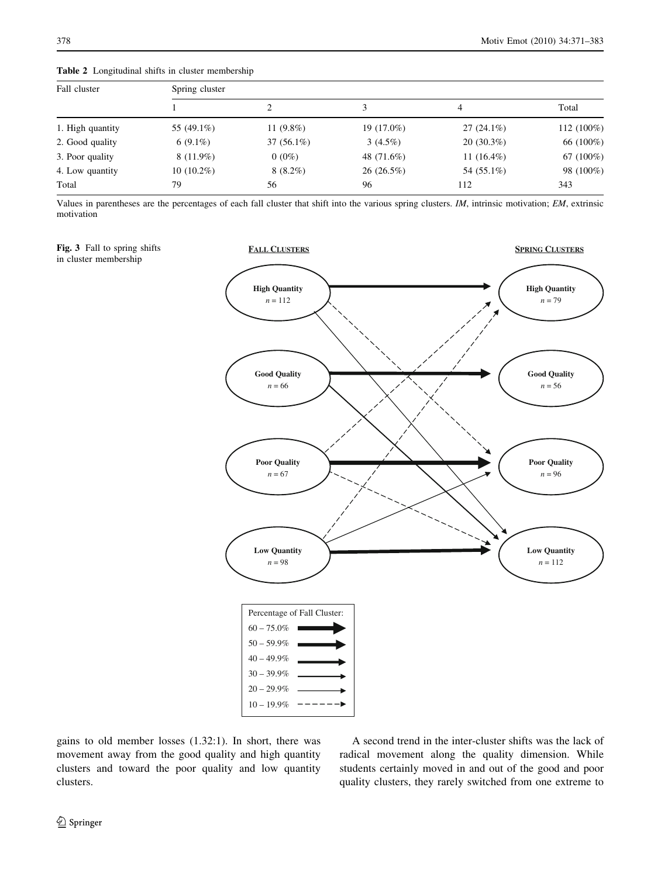**Table 2** Longitudinal shifts in cluster membership

| Fall cluster | Spring cluster | | | | |
|---|---|---|---|---|---|
| | 1 | 2 | 3 | 4 | Total |
| 1. High quantity | 55 (49.1%) | 11 (9.8%) | 19 (17.0%) | 27 (24.1%) | 112 (100%) |
| 2. Good quality | 6 (9.1%) | 37 (56.1%) | 3 (4.5%) | 20 (30.3%) | 66 (100%) |
| 3. Poor quality | 8 (11.9%) | 0 (0%) | 48 (71.6%) | 11 (16.4%) | 67 (100%) |
| 4. Low quantity | 10 (10.2%) | 8 (8.2%) | 26 (26.5%) | 54 (55.1%) | 98 (100%) |
| Total | 79 | 56 | 96 | 112 | 343 |

Values in parentheses are the percentages of each fall cluster that shift into the various spring clusters. *IM*, intrinsic motivation; *EM*, extrinsic motivation

**Fig. 3** Fall to spring shifts in cluster membership

gains to old member losses (1.32:1). In short, there was movement away from the good quality and high quantity clusters and toward the poor quality and low quantity clusters.

A second trend in the inter-cluster shifts was the lack of radical movement along the quality dimension. While students certainly moved in and out of the good and poor quality clusters, they rarely switched from one extreme to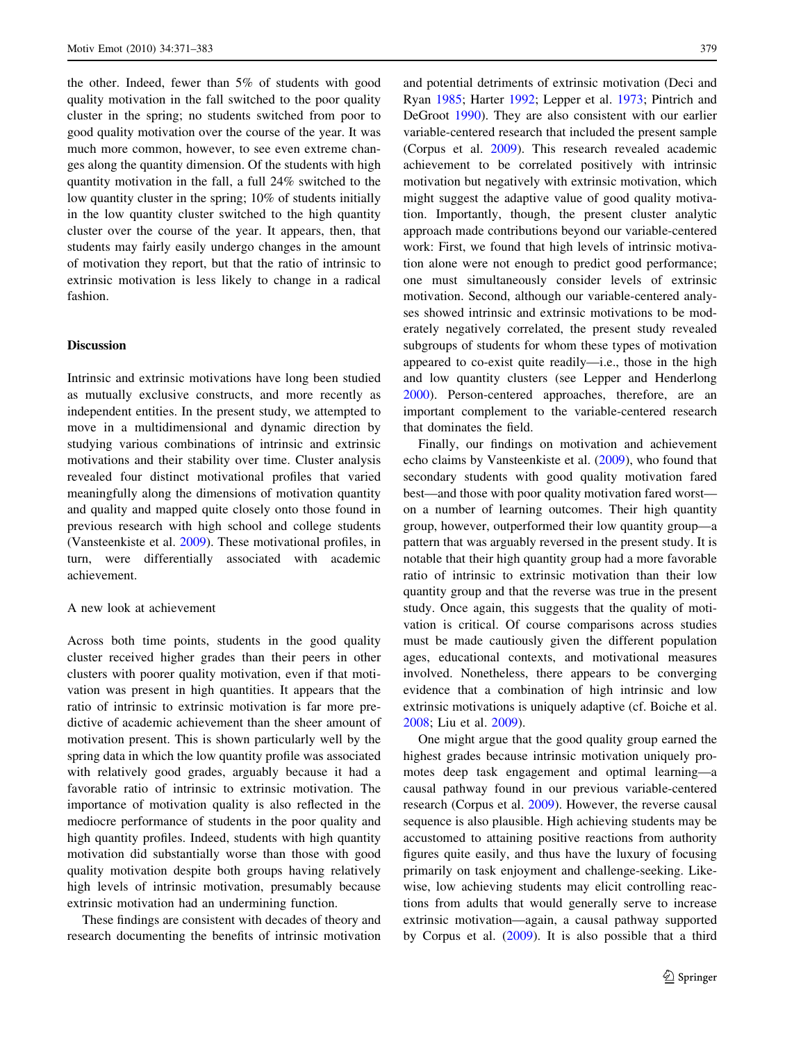the other. Indeed, fewer than 5% of students with good quality motivation in the fall switched to the poor quality cluster in the spring; no students switched from poor to good quality motivation over the course of the year. It was much more common, however, to see even extreme changes along the quantity dimension. Of the students with high quantity motivation in the fall, a full 24% switched to the low quantity cluster in the spring; 10% of students initially in the low quantity cluster switched to the high quantity cluster over the course of the year. It appears, then, that students may fairly easily undergo changes in the amount of motivation they report, but that the ratio of intrinsic to extrinsic motivation is less likely to change in a radical fashion.

## Discussion

Intrinsic and extrinsic motivations have long been studied as mutually exclusive constructs, and more recently as independent entities. In the present study, we attempted to move in a multidimensional and dynamic direction by studying various combinations of intrinsic and extrinsic motivations and their stability over time. Cluster analysis revealed four distinct motivational profiles that varied meaningfully along the dimensions of motivation quantity and quality and mapped quite closely onto those found in previous research with high school and college students (Vansteenkiste et al. 2009). These motivational profiles, in turn, were differentially associated with academic achievement.

### A new look at achievement

Across both time points, students in the good quality cluster received higher grades than their peers in other clusters with poorer quality motivation, even if that motivation was present in high quantities. It appears that the ratio of intrinsic to extrinsic motivation is far more predictive of academic achievement than the sheer amount of motivation present. This is shown particularly well by the spring data in which the low quantity profile was associated with relatively good grades, arguably because it had a favorable ratio of intrinsic to extrinsic motivation. The importance of motivation quality is also reflected in the mediocre performance of students in the poor quality and high quantity profiles. Indeed, students with high quantity motivation did substantially worse than those with good quality motivation despite both groups having relatively high levels of intrinsic motivation, presumably because extrinsic motivation had an undermining function.

These findings are consistent with decades of theory and research documenting the benefits of intrinsic motivation and potential detriments of extrinsic motivation (Deci and Ryan 1985; Harter 1992; Lepper et al. 1973; Pintrich and DeGroot 1990). They are also consistent with our earlier variable-centered research that included the present sample (Corpus et al. 2009). This research revealed academic achievement to be correlated positively with intrinsic motivation but negatively with extrinsic motivation, which might suggest the adaptive value of good quality motivation. Importantly, though, the present cluster analytic approach made contributions beyond our variable-centered work: First, we found that high levels of intrinsic motivation alone were not enough to predict good performance; one must simultaneously consider levels of extrinsic motivation. Second, although our variable-centered analyses showed intrinsic and extrinsic motivations to be moderately negatively correlated, the present study revealed subgroups of students for whom these types of motivation appeared to co-exist quite readily—i.e., those in the high and low quantity clusters (see Lepper and Henderlong 2000). Person-centered approaches, therefore, are an important complement to the variable-centered research that dominates the field.

Finally, our findings on motivation and achievement echo claims by Vansteenkiste et al. (2009), who found that secondary students with good quality motivation fared best—and those with poor quality motivation fared worst—on a number of learning outcomes. Their high quantity group, however, outperformed their low quantity group—a pattern that was arguably reversed in the present study. It is notable that their high quantity group had a more favorable ratio of intrinsic to extrinsic motivation than their low quantity group and that the reverse was true in the present study. Once again, this suggests that the quality of motivation is critical. Of course comparisons across studies must be made cautiously given the different population ages, educational contexts, and motivational measures involved. Nonetheless, there appears to be converging evidence that a combination of high intrinsic and low extrinsic motivations is uniquely adaptive (cf. Boiche et al. 2008; Liu et al. 2009).

One might argue that the good quality group earned the highest grades because intrinsic motivation uniquely promotes deep task engagement and optimal learning—a causal pathway found in our previous variable-centered research (Corpus et al. 2009). However, the reverse causal sequence is also plausible. High achieving students may be accustomed to attaining positive reactions from authority figures quite easily, and thus have the luxury of focusing primarily on task enjoyment and challenge-seeking. Likewise, low achieving students may elicit controlling reactions from adults that would generally serve to increase extrinsic motivation—again, a causal pathway supported by Corpus et al. (2009). It is also possible that a third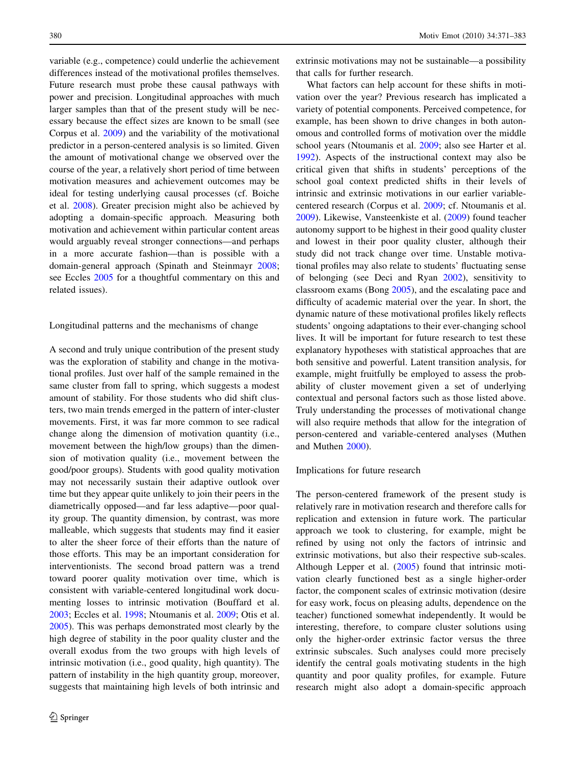variable (e.g., competence) could underlie the achievement differences instead of the motivational profiles themselves. Future research must probe these causal pathways with power and precision. Longitudinal approaches with much larger samples than that of the present study will be necessary because the effect sizes are known to be small (see Corpus et al. 2009) and the variability of the motivational predictor in a person-centered analysis is so limited. Given the amount of motivational change we observed over the course of the year, a relatively short period of time between motivation measures and achievement outcomes may be ideal for testing underlying causal processes (cf. Boiche et al. 2008). Greater precision might also be achieved by adopting a domain-specific approach. Measuring both motivation and achievement within particular content areas would arguably reveal stronger connections—and perhaps in a more accurate fashion—than is possible with a domain-general approach (Spinath and Steinmayr 2008; see Eccles 2005 for a thoughtful commentary on this and related issues).

## Longitudinal patterns and the mechanisms of change

A second and truly unique contribution of the present study was the exploration of stability and change in the motivational profiles. Just over half of the sample remained in the same cluster from fall to spring, which suggests a modest amount of stability. For those students who did shift clusters, two main trends emerged in the pattern of inter-cluster movements. First, it was far more common to see radical change along the dimension of motivation quantity (i.e., movement between the high/low groups) than the dimension of motivation quality (i.e., movement between the good/poor groups). Students with good quality motivation may not necessarily sustain their adaptive outlook over time but they appear quite unlikely to join their peers in the diametrically opposed—and far less adaptive—poor quality group. The quantity dimension, by contrast, was more malleable, which suggests that students may find it easier to alter the sheer force of their efforts than the nature of those efforts. This may be an important consideration for interventionists. The second broad pattern was a trend toward poorer quality motivation over time, which is consistent with variable-centered longitudinal work documenting losses to intrinsic motivation (Bouffard et al. 2003; Eccles et al. 1998; Ntoumanis et al. 2009; Otis et al. 2005). This was perhaps demonstrated most clearly by the high degree of stability in the poor quality cluster and the overall exodus from the two groups with high levels of intrinsic motivation (i.e., good quality, high quantity). The pattern of instability in the high quantity group, moreover, suggests that maintaining high levels of both intrinsic and extrinsic motivations may not be sustainable—a possibility that calls for further research.

What factors can help account for these shifts in motivation over the year? Previous research has implicated a variety of potential components. Perceived competence, for example, has been shown to drive changes in both autonomous and controlled forms of motivation over the middle school years (Ntoumanis et al. 2009; also see Harter et al. 1992). Aspects of the instructional context may also be critical given that shifts in students' perceptions of the school goal context predicted shifts in their levels of intrinsic and extrinsic motivations in our earlier variable-centered research (Corpus et al. 2009; cf. Ntoumanis et al. 2009). Likewise, Vansteenkiste et al. (2009) found teacher autonomy support to be highest in their good quality cluster and lowest in their poor quality cluster, although their study did not track change over time. Unstable motivational profiles may also relate to students' fluctuating sense of belonging (see Deci and Ryan 2002), sensitivity to classroom exams (Bong 2005), and the escalating pace and difficulty of academic material over the year. In short, the dynamic nature of these motivational profiles likely reflects students' ongoing adaptations to their ever-changing school lives. It will be important for future research to test these explanatory hypotheses with statistical approaches that are both sensitive and powerful. Latent transition analysis, for example, might fruitfully be employed to assess the probability of cluster movement given a set of underlying contextual and personal factors such as those listed above. Truly understanding the processes of motivational change will also require methods that allow for the integration of person-centered and variable-centered analyses (Muthen and Muthen 2000).

## Implications for future research

The person-centered framework of the present study is relatively rare in motivation research and therefore calls for replication and extension in future work. The particular approach we took to clustering, for example, might be refined by using not only the factors of intrinsic and extrinsic motivations, but also their respective sub-scales. Although Lepper et al. (2005) found that intrinsic motivation clearly functioned best as a single higher-order factor, the component scales of extrinsic motivation (desire for easy work, focus on pleasing adults, dependence on the teacher) functioned somewhat independently. It would be interesting, therefore, to compare cluster solutions using only the higher-order extrinsic factor versus the three extrinsic subscales. Such analyses could more precisely identify the central goals motivating students in the high quantity and poor quality profiles, for example. Future research might also adopt a domain-specific approach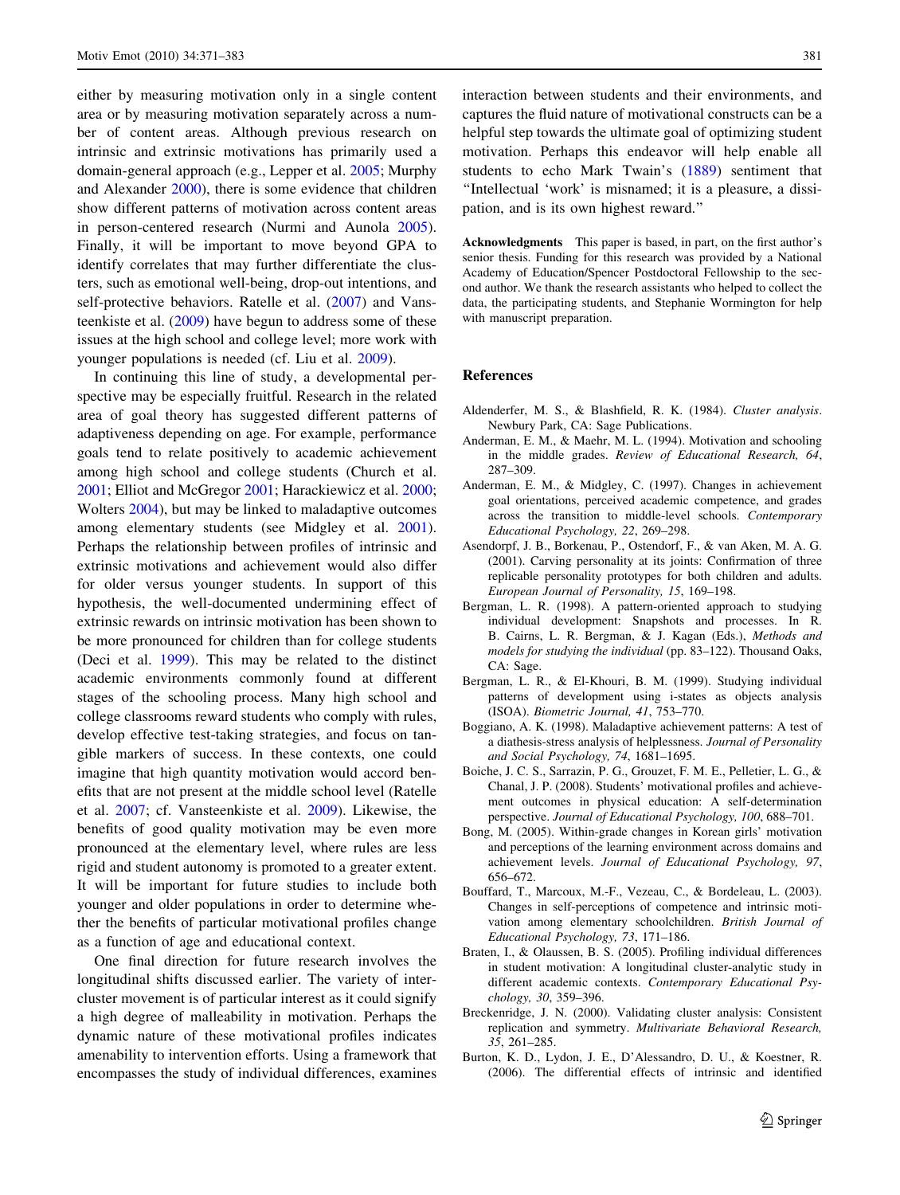either by measuring motivation only in a single content area or by measuring motivation separately across a number of content areas. Although previous research on intrinsic and extrinsic motivations has primarily used a domain-general approach (e.g., Lepper et al. 2005; Murphy and Alexander 2000), there is some evidence that children show different patterns of motivation across content areas in person-centered research (Nurmi and Aunola 2005). Finally, it will be important to move beyond GPA to identify correlates that may further differentiate the clusters, such as emotional well-being, drop-out intentions, and self-protective behaviors. Ratelle et al. (2007) and Vansteenkiste et al. (2009) have begun to address some of these issues at the high school and college level; more work with younger populations is needed (cf. Liu et al. 2009).

In continuing this line of study, a developmental perspective may be especially fruitful. Research in the related area of goal theory has suggested different patterns of adaptiveness depending on age. For example, performance goals tend to relate positively to academic achievement among high school and college students (Church et al. 2001; Elliot and McGregor 2001; Harackiewicz et al. 2000; Wolters 2004), but may be linked to maladaptive outcomes among elementary students (see Midgley et al. 2001). Perhaps the relationship between profiles of intrinsic and extrinsic motivations and achievement would also differ for older versus younger students. In support of this hypothesis, the well-documented undermining effect of extrinsic rewards on intrinsic motivation has been shown to be more pronounced for children than for college students (Deci et al. 1999). This may be related to the distinct academic environments commonly found at different stages of the schooling process. Many high school and college classrooms reward students who comply with rules, develop effective test-taking strategies, and focus on tangible markers of success. In these contexts, one could imagine that high quantity motivation would accord benefits that are not present at the middle school level (Ratelle et al. 2007; cf. Vansteenkiste et al. 2009). Likewise, the benefits of good quality motivation may be even more pronounced at the elementary level, where rules are less rigid and student autonomy is promoted to a greater extent. It will be important for future studies to include both younger and older populations in order to determine whether the benefits of particular motivational profiles change as a function of age and educational context.

One final direction for future research involves the longitudinal shifts discussed earlier. The variety of intercluster movement is of particular interest as it could signify a high degree of malleability in motivation. Perhaps the dynamic nature of these motivational profiles indicates amenability to intervention efforts. Using a framework that encompasses the study of individual differences, examines interaction between students and their environments, and captures the fluid nature of motivational constructs can be a helpful step towards the ultimate goal of optimizing student motivation. Perhaps this endeavor will help enable all students to echo Mark Twain's (1889) sentiment that "Intellectual 'work' is misnamed; it is a pleasure, a dissipation, and is its own highest reward."

**Acknowledgments** This paper is based, in part, on the first author's senior thesis. Funding for this research was provided by a National Academy of Education/Spencer Postdoctoral Fellowship to the second author. We thank the research assistants who helped to collect the data, the participating students, and Stephanie Wormington for help with manuscript preparation.

## References

Aldenderfer, M. S., & Blashfield, R. K. (1984). *Cluster analysis*. Newbury Park, CA: Sage Publications.

Anderman, E. M., & Maehr, M. L. (1994). Motivation and schooling in the middle grades. *Review of Educational Research, 64*, 287–309.

Anderman, E. M., & Midgley, C. (1997). Changes in achievement goal orientations, perceived academic competence, and grades across the transition to middle-level schools. *Contemporary Educational Psychology, 22*, 269–298.

Asendorpf, J. B., Borkenau, P., Ostendorf, F., & van Aken, M. A. G. (2001). Carving personality at its joints: Confirmation of three replicable personality prototypes for both children and adults. *European Journal of Personality, 15*, 169–198.

Bergman, L. R. (1998). A pattern-oriented approach to studying individual development: Snapshots and processes. In R. B. Cairns, L. R. Bergman, & J. Kagan (Eds.), *Methods and models for studying the individual* (pp. 83–122). Thousand Oaks, CA: Sage.

Bergman, L. R., & El-Khouri, B. M. (1999). Studying individual patterns of development using i-states as objects analysis (ISOA). *Biometric Journal, 41*, 753–770.

Boggiano, A. K. (1998). Maladaptive achievement patterns: A test of a diathesis-stress analysis of helplessness. *Journal of Personality and Social Psychology, 74*, 1681–1695.

Boiche, J. C. S., Sarrazin, P. G., Grouzet, F. M. E., Pelletier, L. G., & Chanal, J. P. (2008). Students' motivational profiles and achievement outcomes in physical education: A self-determination perspective. *Journal of Educational Psychology, 100*, 688–701.

Bong, M. (2005). Within-grade changes in Korean girls' motivation and perceptions of the learning environment across domains and achievement levels. *Journal of Educational Psychology, 97*, 656–672.

Bouffard, T., Marcoux, M.-F., Vezeau, C., & Bordeleau, L. (2003). Changes in self-perceptions of competence and intrinsic motivation among elementary schoolchildren. *British Journal of Educational Psychology, 73*, 171–186.

Braten, I., & Olaussen, B. S. (2005). Profiling individual differences in student motivation: A longitudinal cluster-analytic study in different academic contexts. *Contemporary Educational Psychology, 30*, 359–396.

Breckenridge, J. N. (2000). Validating cluster analysis: Consistent replication and symmetry. *Multivariate Behavioral Research, 35*, 261–285.

Burton, K. D., Lydon, J. E., D'Alessandro, D. U., & Koestner, R. (2006). The differential effects of intrinsic and identified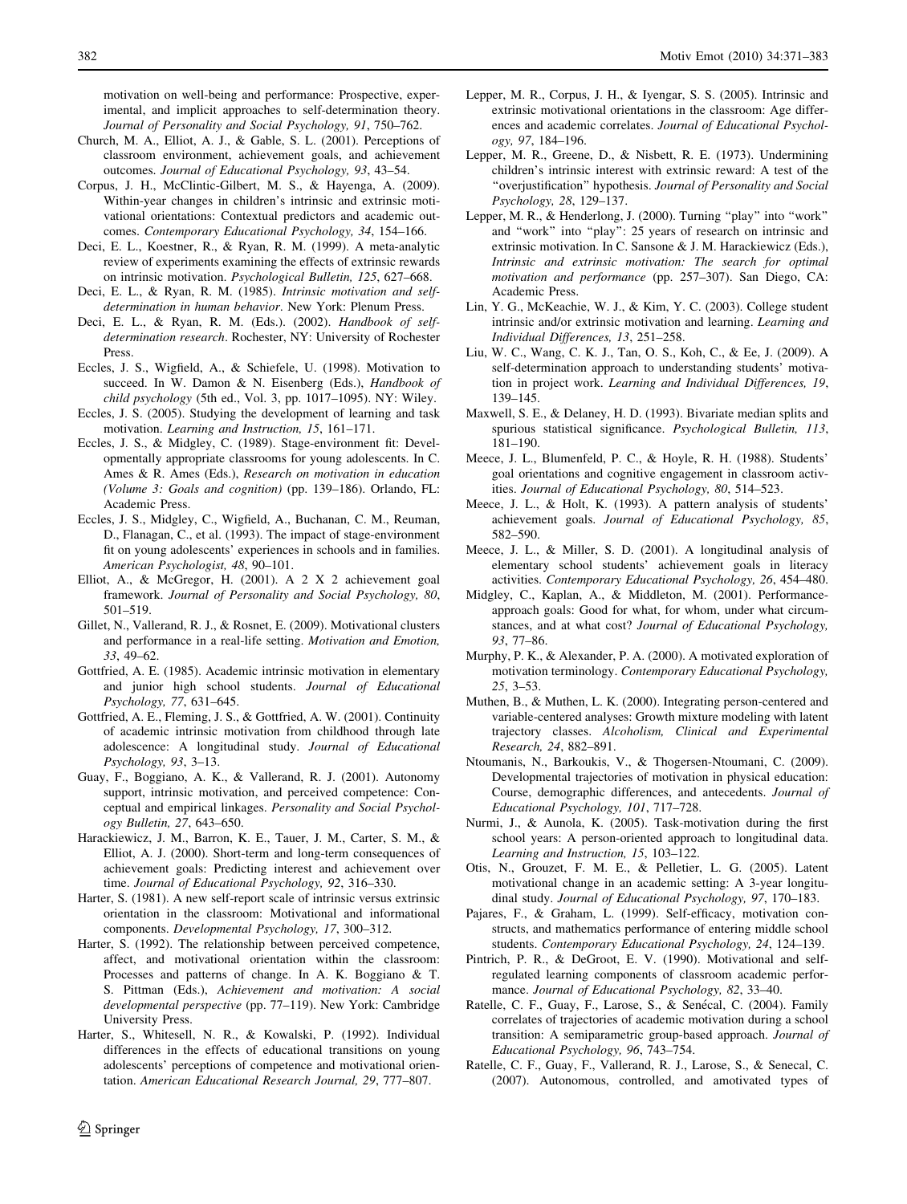motivation on well-being and performance: Prospective, experimental, and implicit approaches to self-determination theory. *Journal of Personality and Social Psychology, 91*, 750–762.

Church, M. A., Elliot, A. J., & Gable, S. L. (2001). Perceptions of classroom environment, achievement goals, and achievement outcomes. *Journal of Educational Psychology, 93*, 43–54.

Corpus, J. H., McClintic-Gilbert, M. S., & Hayenga, A. (2009). Within-year changes in children's intrinsic and extrinsic motivational orientations: Contextual predictors and academic outcomes. *Contemporary Educational Psychology, 34*, 154–166.

Deci, E. L., Koestner, R., & Ryan, R. M. (1999). A meta-analytic review of experiments examining the effects of extrinsic rewards on intrinsic motivation. *Psychological Bulletin, 125*, 627–668.

Deci, E. L., & Ryan, R. M. (1985). *Intrinsic motivation and self-determination in human behavior*. New York: Plenum Press.

Deci, E. L., & Ryan, R. M. (Eds.). (2002). *Handbook of self-determination research*. Rochester, NY: University of Rochester Press.

Eccles, J. S., Wigfield, A., & Schiefele, U. (1998). Motivation to succeed. In W. Damon & N. Eisenberg (Eds.), *Handbook of child psychology* (5th ed., Vol. 3, pp. 1017–1095). NY: Wiley.

Eccles, J. S. (2005). Studying the development of learning and task motivation. *Learning and Instruction, 15*, 161–171.

Eccles, J. S., & Midgley, C. (1989). Stage-environment fit: Developmentally appropriate classrooms for young adolescents. In C. Ames & R. Ames (Eds.), *Research on motivation in education (Volume 3: Goals and cognition)* (pp. 139–186). Orlando, FL: Academic Press.

Eccles, J. S., Midgley, C., Wigfield, A., Buchanan, C. M., Reuman, D., Flanagan, C., et al. (1993). The impact of stage-environment fit on young adolescents' experiences in schools and in families. *American Psychologist, 48*, 90–101.

Elliot, A., & McGregor, H. (2001). A 2 X 2 achievement goal framework. *Journal of Personality and Social Psychology, 80*, 501–519.

Gillet, N., Vallerand, R. J., & Rosnet, E. (2009). Motivational clusters and performance in a real-life setting. *Motivation and Emotion, 33*, 49–62.

Gottfried, A. E. (1985). Academic intrinsic motivation in elementary and junior high school students. *Journal of Educational Psychology, 77*, 631–645.

Gottfried, A. E., Fleming, J. S., & Gottfried, A. W. (2001). Continuity of academic intrinsic motivation from childhood through late adolescence: A longitudinal study. *Journal of Educational Psychology, 93*, 3–13.

Guay, F., Boggiano, A. K., & Vallerand, R. J. (2001). Autonomy support, intrinsic motivation, and perceived competence: Conceptual and empirical linkages. *Personality and Social Psychology Bulletin, 27*, 643–650.

Harackiewicz, J. M., Barron, K. E., Tauer, J. M., Carter, S. M., & Elliot, A. J. (2000). Short-term and long-term consequences of achievement goals: Predicting interest and achievement over time. *Journal of Educational Psychology, 92*, 316–330.

Harter, S. (1981). A new self-report scale of intrinsic versus extrinsic orientation in the classroom: Motivational and informational components. *Developmental Psychology, 17*, 300–312.

Harter, S. (1992). The relationship between perceived competence, affect, and motivational orientation within the classroom: Processes and patterns of change. In A. K. Boggiano & T. S. Pittman (Eds.), *Achievement and motivation: A social developmental perspective* (pp. 77–119). New York: Cambridge University Press.

Harter, S., Whitesell, N. R., & Kowalski, P. (1992). Individual differences in the effects of educational transitions on young adolescents' perceptions of competence and motivational orientation. *American Educational Research Journal, 29*, 777–807.

Lepper, M. R., Corpus, J. H., & Iyengar, S. S. (2005). Intrinsic and extrinsic motivational orientations in the classroom: Age differences and academic correlates. *Journal of Educational Psychology, 97*, 184–196.

Lepper, M. R., Greene, D., & Nisbett, R. E. (1973). Undermining children's intrinsic interest with extrinsic reward: A test of the "overjustification" hypothesis. *Journal of Personality and Social Psychology, 28*, 129–137.

Lepper, M. R., & Henderlong, J. (2000). Turning "play" into "work" and "work" into "play": 25 years of research on intrinsic and extrinsic motivation. In C. Sansone & J. M. Harackiewicz (Eds.), *Intrinsic and extrinsic motivation: The search for optimal motivation and performance* (pp. 257–307). San Diego, CA: Academic Press.

Lin, Y. G., McKeachie, W. J., & Kim, Y. C. (2003). College student intrinsic and/or extrinsic motivation and learning. *Learning and Individual Differences, 13*, 251–258.

Liu, W. C., Wang, C. K. J., Tan, O. S., Koh, C., & Ee, J. (2009). A self-determination approach to understanding students' motivation in project work. *Learning and Individual Differences, 19*, 139–145.

Maxwell, S. E., & Delaney, H. D. (1993). Bivariate median splits and spurious statistical significance. *Psychological Bulletin, 113*, 181–190.

Meece, J. L., Blumenfeld, P. C., & Hoyle, R. H. (1988). Students' goal orientations and cognitive engagement in classroom activities. *Journal of Educational Psychology, 80*, 514–523.

Meece, J. L., & Holt, K. (1993). A pattern analysis of students' achievement goals. *Journal of Educational Psychology, 85*, 582–590.

Meece, J. L., & Miller, S. D. (2001). A longitudinal analysis of elementary school students' achievement goals in literacy activities. *Contemporary Educational Psychology, 26*, 454–480.

Midgley, C., Kaplan, A., & Middleton, M. (2001). Performance-approach goals: Good for what, for whom, under what circumstances, and at what cost? *Journal of Educational Psychology, 93*, 77–86.

Murphy, P. K., & Alexander, P. A. (2000). A motivated exploration of motivation terminology. *Contemporary Educational Psychology, 25*, 3–53.

Muthen, B., & Muthen, L. K. (2000). Integrating person-centered and variable-centered analyses: Growth mixture modeling with latent trajectory classes. *Alcoholism, Clinical and Experimental Research, 24*, 882–891.

Ntoumanis, N., Barkoukis, V., & Thogersen-Ntoumani, C. (2009). Developmental trajectories of motivation in physical education: Course, demographic differences, and antecedents. *Journal of Educational Psychology, 101*, 717–728.

Nurmi, J., & Aunola, K. (2005). Task-motivation during the first school years: A person-oriented approach to longitudinal data. *Learning and Instruction, 15*, 103–122.

Otis, N., Grouzet, F. M. E., & Pelletier, L. G. (2005). Latent motivational change in an academic setting: A 3-year longitudinal study. *Journal of Educational Psychology, 97*, 170–183.

Pajares, F., & Graham, L. (1999). Self-efficacy, motivation constructs, and mathematics performance of entering middle school students. *Contemporary Educational Psychology, 24*, 124–139.

Pintrich, P. R., & DeGroot, E. V. (1990). Motivational and self-regulated learning components of classroom academic performance. *Journal of Educational Psychology, 82*, 33–40.

Ratelle, C. F., Guay, F., Larose, S., & Senécal, C. (2004). Family correlates of trajectories of academic motivation during a school transition: A semiparametric group-based approach. *Journal of Educational Psychology, 96*, 743–754.

Ratelle, C. F., Guay, F., Vallerand, R. J., Larose, S., & Senecal, C. (2007). Autonomous, controlled, and amotivated types of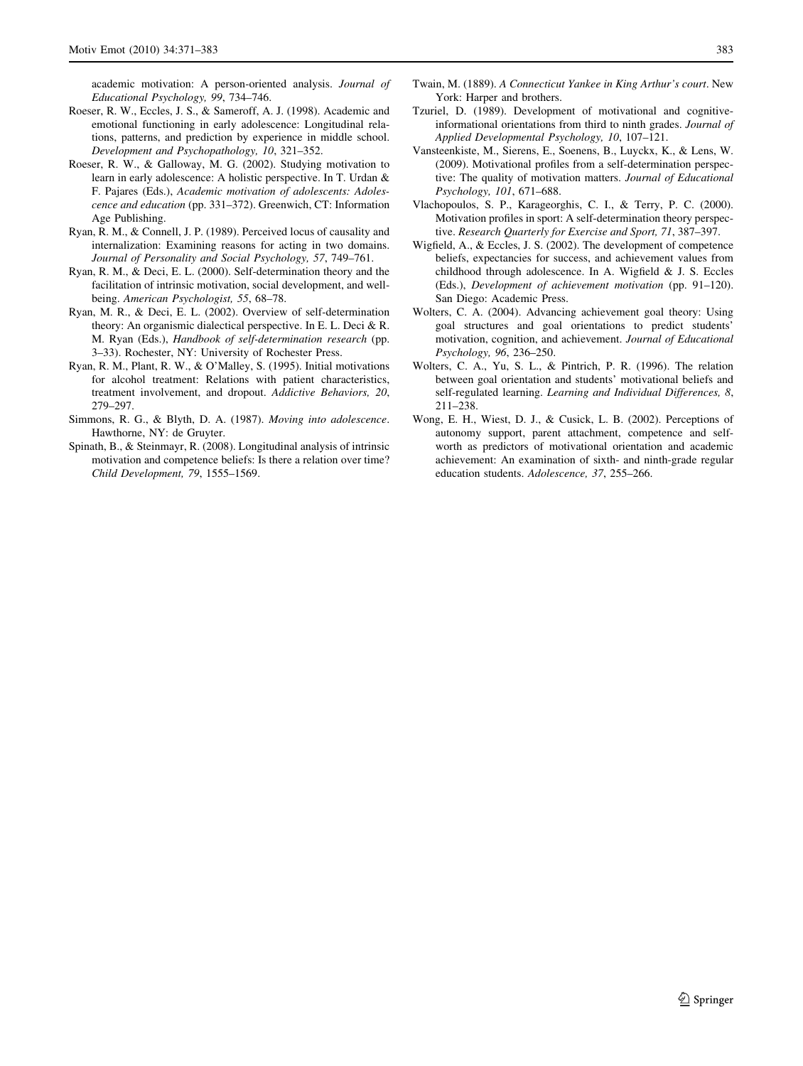academic motivation: A person-oriented analysis. *Journal of Educational Psychology, 99*, 734–746.

Roeser, R. W., Eccles, J. S., & Sameroff, A. J. (1998). Academic and emotional functioning in early adolescence: Longitudinal relations, patterns, and prediction by experience in middle school. *Development and Psychopathology, 10*, 321–352.

Roeser, R. W., & Galloway, M. G. (2002). Studying motivation to learn in early adolescence: A holistic perspective. In T. Urdan & F. Pajares (Eds.), *Academic motivation of adolescents: Adolescence and education* (pp. 331–372). Greenwich, CT: Information Age Publishing.

Ryan, R. M., & Connell, J. P. (1989). Perceived locus of causality and internalization: Examining reasons for acting in two domains. *Journal of Personality and Social Psychology, 57*, 749–761.

Ryan, R. M., & Deci, E. L. (2000). Self-determination theory and the facilitation of intrinsic motivation, social development, and well-being. *American Psychologist, 55*, 68–78.

Ryan, M. R., & Deci, E. L. (2002). Overview of self-determination theory: An organismic dialectical perspective. In E. L. Deci & R. M. Ryan (Eds.), *Handbook of self-determination research* (pp. 3–33). Rochester, NY: University of Rochester Press.

Ryan, R. M., Plant, R. W., & O'Malley, S. (1995). Initial motivations for alcohol treatment: Relations with patient characteristics, treatment involvement, and dropout. *Addictive Behaviors, 20*, 279–297.

Simmons, R. G., & Blyth, D. A. (1987). *Moving into adolescence*. Hawthorne, NY: de Gruyter.

Spinath, B., & Steinmayr, R. (2008). Longitudinal analysis of intrinsic motivation and competence beliefs: Is there a relation over time? *Child Development, 79*, 1555–1569.

Twain, M. (1889). *A Connecticut Yankee in King Arthur's court*. New York: Harper and brothers.

Tzuriel, D. (1989). Development of motivational and cognitive-informational orientations from third to ninth grades. *Journal of Applied Developmental Psychology, 10*, 107–121.

Vansteenkiste, M., Sierens, E., Soenens, B., Luyckx, K., & Lens, W. (2009). Motivational profiles from a self-determination perspective: The quality of motivation matters. *Journal of Educational Psychology, 101*, 671–688.

Vlachopoulos, S. P., Karageorghis, C. I., & Terry, P. C. (2000). Motivation profiles in sport: A self-determination theory perspective. *Research Quarterly for Exercise and Sport, 71*, 387–397.

Wigfield, A., & Eccles, J. S. (2002). The development of competence beliefs, expectancies for success, and achievement values from childhood through adolescence. In A. Wigfield & J. S. Eccles (Eds.), *Development of achievement motivation* (pp. 91–120). San Diego: Academic Press.

Wolters, C. A. (2004). Advancing achievement goal theory: Using goal structures and goal orientations to predict students' motivation, cognition, and achievement. *Journal of Educational Psychology, 96*, 236–250.

Wolters, C. A., Yu, S. L., & Pintrich, P. R. (1996). The relation between goal orientation and students' motivational beliefs and self-regulated learning. *Learning and Individual Differences, 8*, 211–238.

Wong, E. H., Wiest, D. J., & Cusick, L. B. (2002). Perceptions of autonomy support, parent attachment, competence and self-worth as predictors of motivational orientation and academic achievement: An examination of sixth- and ninth-grade regular education students. *Adolescence, 37*, 255–266.